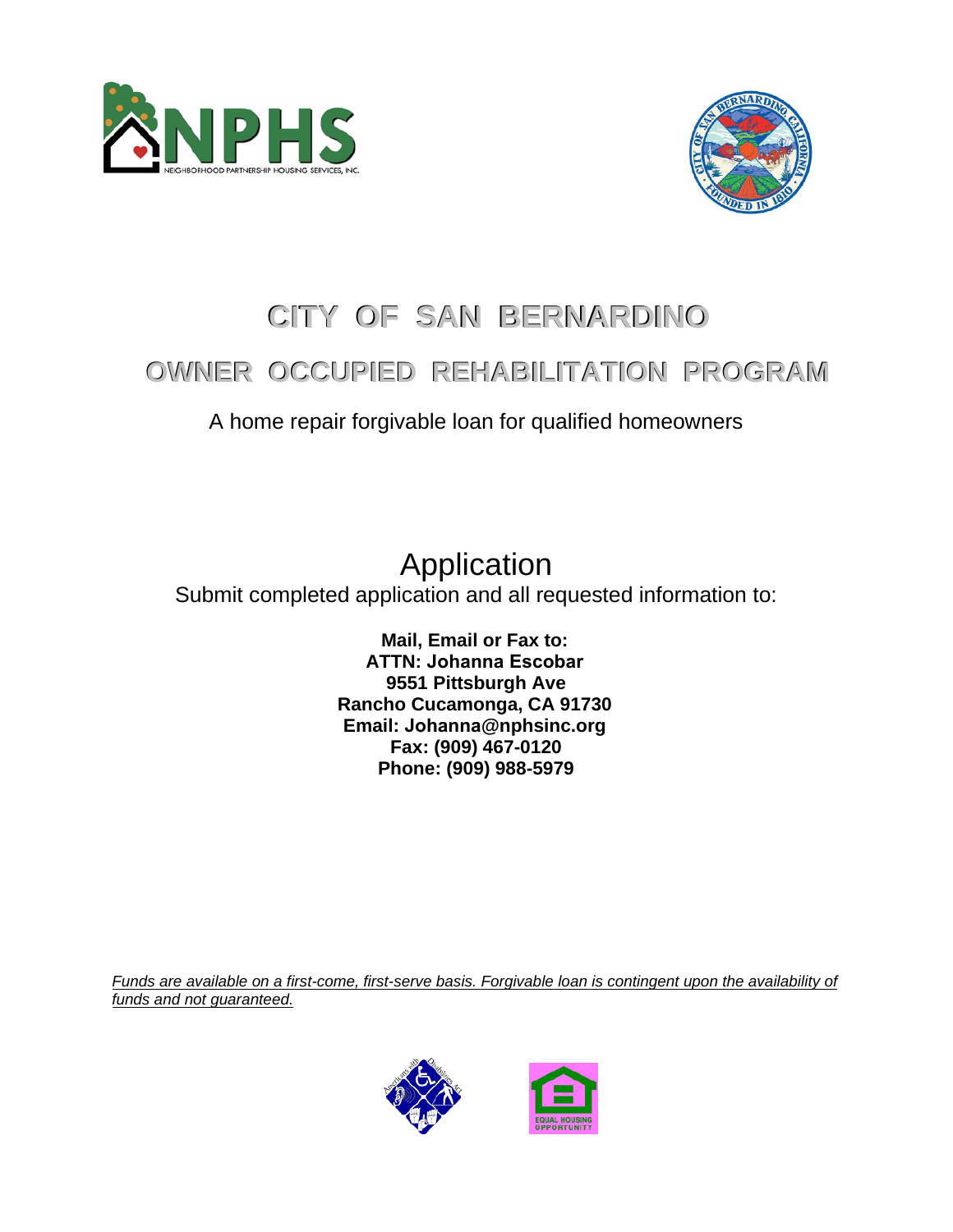# CITY OF SAN BERNARDINO

## OWNER OCCUPIED REHABILITATION PROGRAM

A home repair forgivable loan for qualified homeowners

# Application

Submit completed application and all requested information to:

**Mail, Email or Fax to:**
**ATTN: Johanna Escobar**
**9551 Pittsburgh Ave**
**Rancho Cucamonga, CA 91730**
**Email: Johanna@nphsinc.org**
**Fax: (909) 467-0120**
**Phone: (909) 988-5979**

*Funds are available on a first-come, first-serve basis. Forgivable loan is contingent upon the availability of funds and not guaranteed.*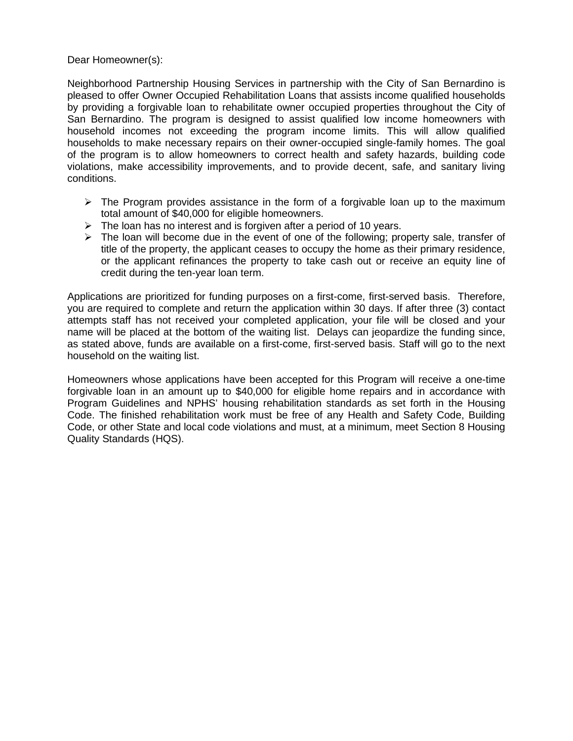Dear Homeowner(s):

Neighborhood Partnership Housing Services in partnership with the City of San Bernardino is pleased to offer Owner Occupied Rehabilitation Loans that assists income qualified households by providing a forgivable loan to rehabilitate owner occupied properties throughout the City of San Bernardino. The program is designed to assist qualified low income homeowners with household incomes not exceeding the program income limits. This will allow qualified households to make necessary repairs on their owner-occupied single-family homes. The goal of the program is to allow homeowners to correct health and safety hazards, building code violations, make accessibility improvements, and to provide decent, safe, and sanitary living conditions.

- The Program provides assistance in the form of a forgivable loan up to the maximum total amount of $40,000 for eligible homeowners.
- The loan has no interest and is forgiven after a period of 10 years.
- The loan will become due in the event of one of the following; property sale, transfer of title of the property, the applicant ceases to occupy the home as their primary residence, or the applicant refinances the property to take cash out or receive an equity line of credit during the ten-year loan term.

Applications are prioritized for funding purposes on a first-come, first-served basis. Therefore, you are required to complete and return the application within 30 days. If after three (3) contact attempts staff has not received your completed application, your file will be closed and your name will be placed at the bottom of the waiting list. Delays can jeopardize the funding since, as stated above, funds are available on a first-come, first-served basis. Staff will go to the next household on the waiting list.

Homeowners whose applications have been accepted for this Program will receive a one-time forgivable loan in an amount up to $40,000 for eligible home repairs and in accordance with Program Guidelines and NPHS' housing rehabilitation standards as set forth in the Housing Code. The finished rehabilitation work must be free of any Health and Safety Code, Building Code, or other State and local code violations and must, at a minimum, meet Section 8 Housing Quality Standards (HQS).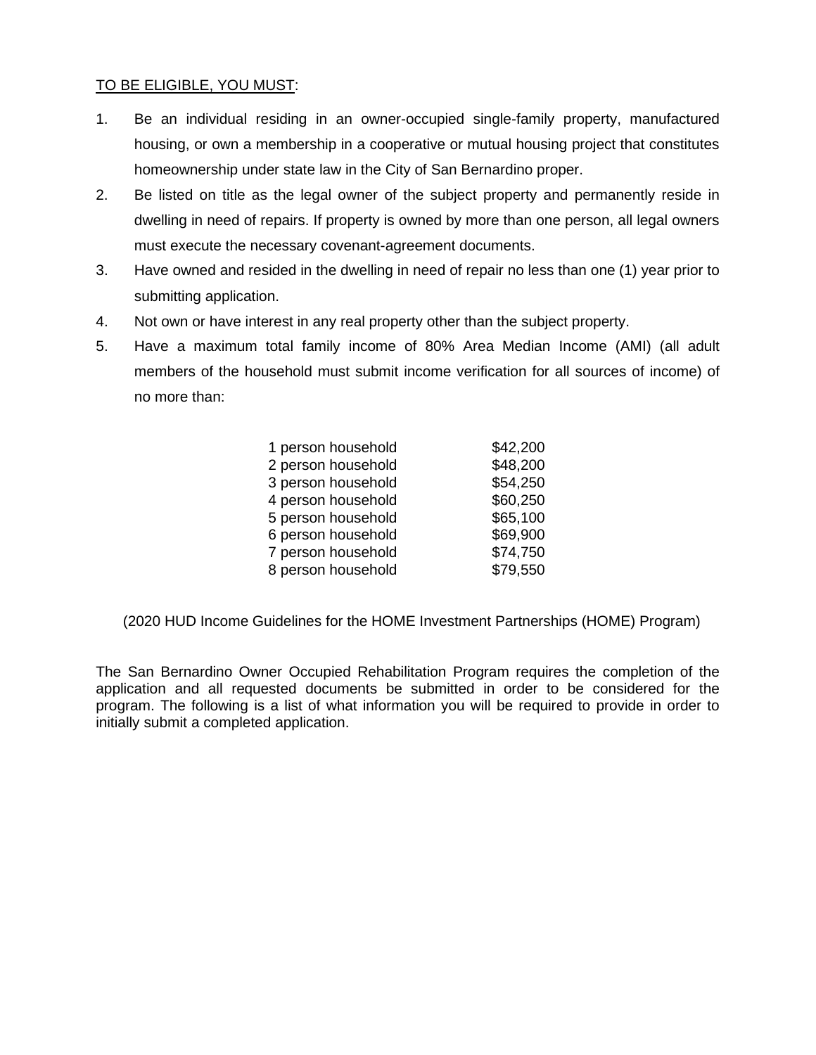<u>TO BE ELIGIBLE, YOU MUST</u>:

1. Be an individual residing in an owner-occupied single-family property, manufactured housing, or own a membership in a cooperative or mutual housing project that constitutes homeownership under state law in the City of San Bernardino proper.
2. Be listed on title as the legal owner of the subject property and permanently reside in dwelling in need of repairs. If property is owned by more than one person, all legal owners must execute the necessary covenant-agreement documents.
3. Have owned and resided in the dwelling in need of repair no less than one (1) year prior to submitting application.
4. Not own or have interest in any real property other than the subject property.
5. Have a maximum total family income of 80% Area Median Income (AMI) (all adult members of the household must submit income verification for all sources of income) of no more than:

| | |
|---|---|
| 1 person household | $42,200 |
| 2 person household | $48,200 |
| 3 person household | $54,250 |
| 4 person household | $60,250 |
| 5 person household | $65,100 |
| 6 person household | $69,900 |
| 7 person household | $74,750 |
| 8 person household | $79,550 |

(2020 HUD Income Guidelines for the HOME Investment Partnerships (HOME) Program)

The San Bernardino Owner Occupied Rehabilitation Program requires the completion of the application and all requested documents be submitted in order to be considered for the program. The following is a list of what information you will be required to provide in order to initially submit a completed application.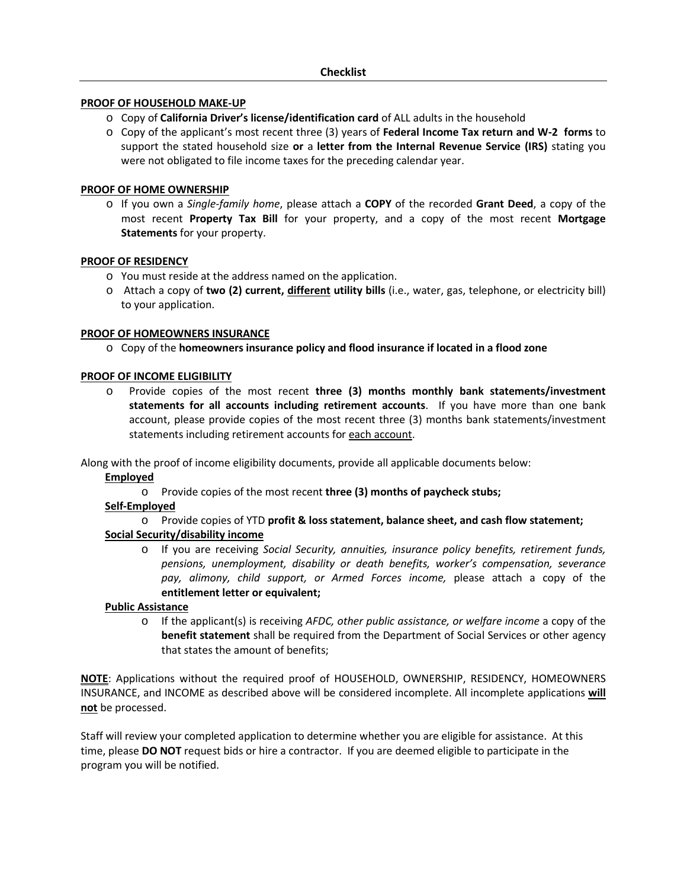## Checklist

**PROOF OF HOUSEHOLD MAKE-UP**

- Copy of **California Driver's license/identification card** of ALL adults in the household
- Copy of the applicant's most recent three (3) years of **Federal Income Tax return and W-2 forms** to support the stated household size **or** a **letter from the Internal Revenue Service (IRS)** stating you were not obligated to file income taxes for the preceding calendar year.

**PROOF OF HOME OWNERSHIP**

- If you own a *Single-family home*, please attach a **COPY** of the recorded **Grant Deed**, a copy of the most recent **Property Tax Bill** for your property, and a copy of the most recent **Mortgage Statements** for your property.

**PROOF OF RESIDENCY**

- You must reside at the address named on the application.
- Attach a copy of **two (2) current, different utility bills** (i.e., water, gas, telephone, or electricity bill) to your application.

**PROOF OF HOMEOWNERS INSURANCE**

- Copy of the **homeowners insurance policy and flood insurance if located in a flood zone**

**PROOF OF INCOME ELIGIBILITY**

- Provide copies of the most recent **three (3) months monthly bank statements/investment statements for all accounts including retirement accounts**. If you have more than one bank account, please provide copies of the most recent three (3) months bank statements/investment statements including retirement accounts for each account.

Along with the proof of income eligibility documents, provide all applicable documents below:

**Employed**

- Provide copies of the most recent **three (3) months of paycheck stubs;**

**Self-Employed**

- Provide copies of YTD **profit & loss statement, balance sheet, and cash flow statement;**

**Social Security/disability income**

- If you are receiving *Social Security, annuities, insurance policy benefits, retirement funds, pensions, unemployment, disability or death benefits, worker's compensation, severance pay, alimony, child support, or Armed Forces income,* please attach a copy of the **entitlement letter or equivalent;**

**Public Assistance**

- If the applicant(s) is receiving *AFDC, other public assistance, or welfare income* a copy of the **benefit statement** shall be required from the Department of Social Services or other agency that states the amount of benefits;

**NOTE**: Applications without the required proof of HOUSEHOLD, OWNERSHIP, RESIDENCY, HOMEOWNERS INSURANCE, and INCOME as described above will be considered incomplete. All incomplete applications **will not** be processed.

Staff will review your completed application to determine whether you are eligible for assistance. At this time, please **DO NOT** request bids or hire a contractor. If you are deemed eligible to participate in the program you will be notified.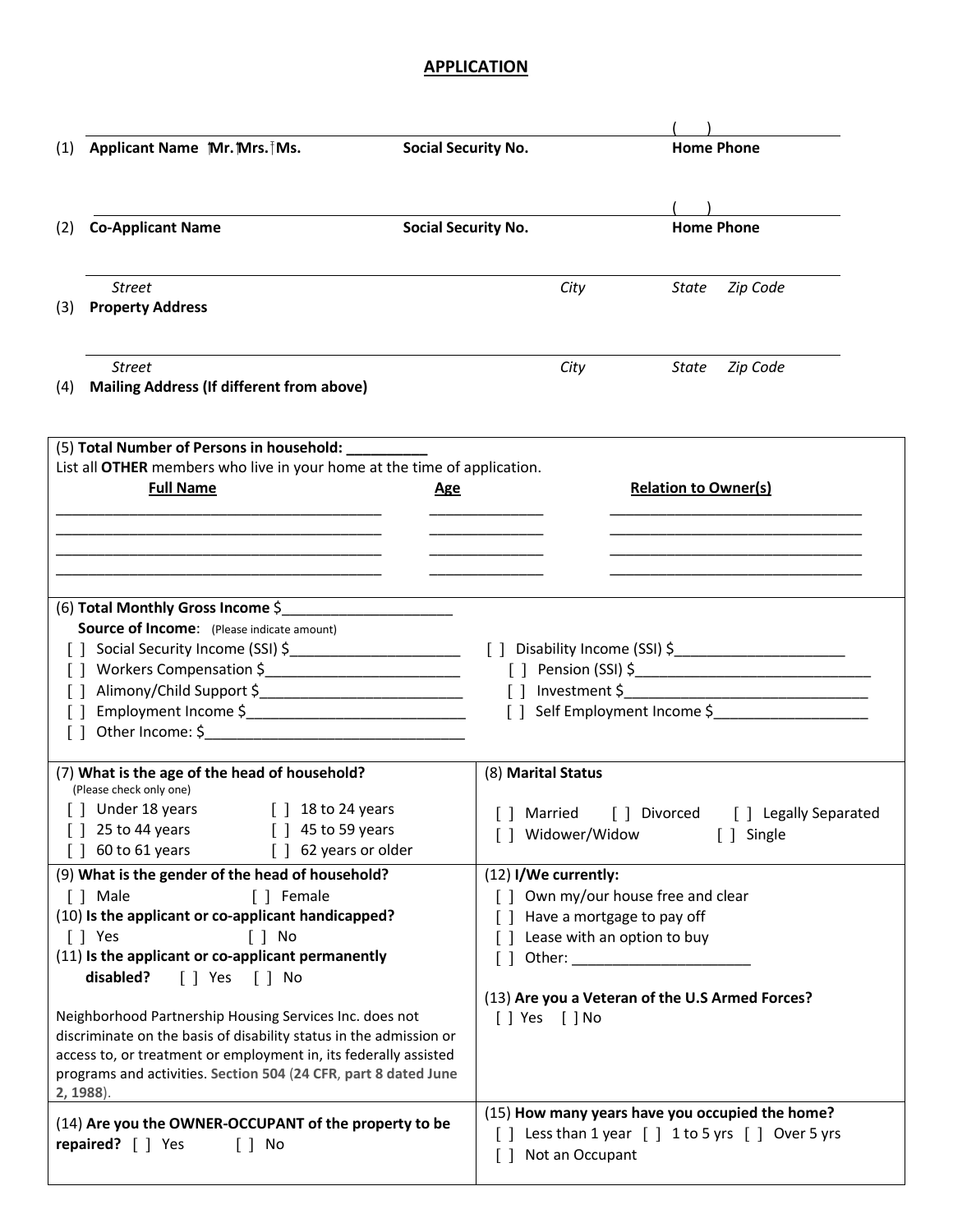## APPLICATION

(1) **Applicant Name** ☐**Mr.** ☐**Mrs.** ☐**Ms.** ____________ **Social Security No.** ____________ **Home Phone** ( ) ____________

(2) **Co-Applicant Name** ____________ **Social Security No.** ____________ **Home Phone** ( ) ____________

(3) **Property Address** ____________
*Street* *City* *State* *Zip Code*

(4) **Mailing Address (If different from above)** ____________
*Street* *City* *State* *Zip Code*

(5) **Total Number of Persons in household: __________**
List all **OTHER** members who live in your home at the time of application.

| **Full Name** | **Age** | **Relation to Owner(s)** |
|---|---|---|
| | | |
| | | |
| | | |
| | | |

(6) **Total Monthly Gross Income** $_____________________
**Source of Income**: (Please indicate amount)

[ ] Social Security Income (SSI) $_____________________
[ ] Disability Income (SSI) $_____________________
[ ] Workers Compensation $_____________________
[ ] Pension (SSI) $_____________________
[ ] Alimony/Child Support $_____________________
[ ] Investment $_____________________
[ ] Employment Income $_____________________
[ ] Self Employment Income $_____________________
[ ] Other Income: $_____________________

(7) **What is the age of the head of household?**
(Please check only one)
[ ] Under 18 years [ ] 18 to 24 years
[ ] 25 to 44 years [ ] 45 to 59 years
[ ] 60 to 61 years [ ] 62 years or older

(8) **Marital Status**
[ ] Married [ ] Divorced [ ] Legally Separated
[ ] Widower/Widow [ ] Single

(9) **What is the gender of the head of household?**
[ ] Male [ ] Female

(10) **Is the applicant or co-applicant handicapped?**
[ ] Yes [ ] No

(11) **Is the applicant or co-applicant permanently disabled?** [ ] Yes [ ] No

Neighborhood Partnership Housing Services Inc. does not discriminate on the basis of disability status in the admission or access to, or treatment or employment in, its federally assisted programs and activities. **Section 504** (**24 CFR**, **part 8 dated June 2, 1988**).

(12) **I/We currently:**
[ ] Own my/our house free and clear
[ ] Have a mortgage to pay off
[ ] Lease with an option to buy
[ ] Other: _____________________

(13) **Are you a Veteran of the U.S Armed Forces?**
[ ] Yes [ ] No

(14) **Are you the OWNER-OCCUPANT of the property to be repaired?** [ ] Yes [ ] No

(15) **How many years have you occupied the home?**
[ ] Less than 1 year [ ] 1 to 5 yrs [ ] Over 5 yrs
[ ] Not an Occupant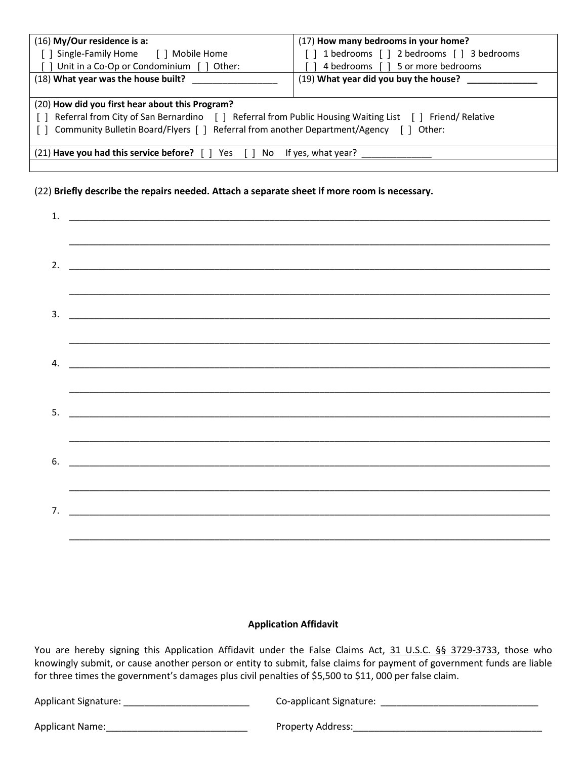| | |
|---|---|
| (16) **My/Our residence is a:**<br>[ ] Single-Family Home [ ] Mobile Home<br>[ ] Unit in a Co-Op or Condominium [ ] Other: | (17) **How many bedrooms in your home?**<br>[ ] 1 bedrooms [ ] 2 bedrooms [ ] 3 bedrooms<br>[ ] 4 bedrooms [ ] 5 or more bedrooms |
| (18) **What year was the house built?** _________________ | (19) **What year did you buy the house?** ______________ |
| (20) **How did you first hear about this Program?**<br>[ ] Referral from City of San Bernardino [ ] Referral from Public Housing Waiting List [ ] Friend/ Relative<br>[ ] Community Bulletin Board/Flyers [ ] Referral from another Department/Agency [ ] Other: | |
| (21) **Have you had this service before?** [ ] Yes [ ] No If yes, what year? ______________ | |

(22) **Briefly describe the repairs needed. Attach a separate sheet if more room is necessary.**

1. ____________________________________________________________________________________________

   ____________________________________________________________________________________________

2. ____________________________________________________________________________________________

   ____________________________________________________________________________________________

3. ____________________________________________________________________________________________

   ____________________________________________________________________________________________

4. ____________________________________________________________________________________________

   ____________________________________________________________________________________________

5. ____________________________________________________________________________________________

   ____________________________________________________________________________________________

6. ____________________________________________________________________________________________

   ____________________________________________________________________________________________

7. ____________________________________________________________________________________________

   ____________________________________________________________________________________________

**Application Affidavit**

You are hereby signing this Application Affidavit under the False Claims Act, 31 U.S.C. §§ 3729-3733, those who knowingly submit, or cause another person or entity to submit, false claims for payment of government funds are liable for three times the government's damages plus civil penalties of $5,500 to $11, 000 per false claim.

Applicant Signature: ________________________ Co-applicant Signature: ______________________________

Applicant Name:___________________________ Property Address:_____________________________________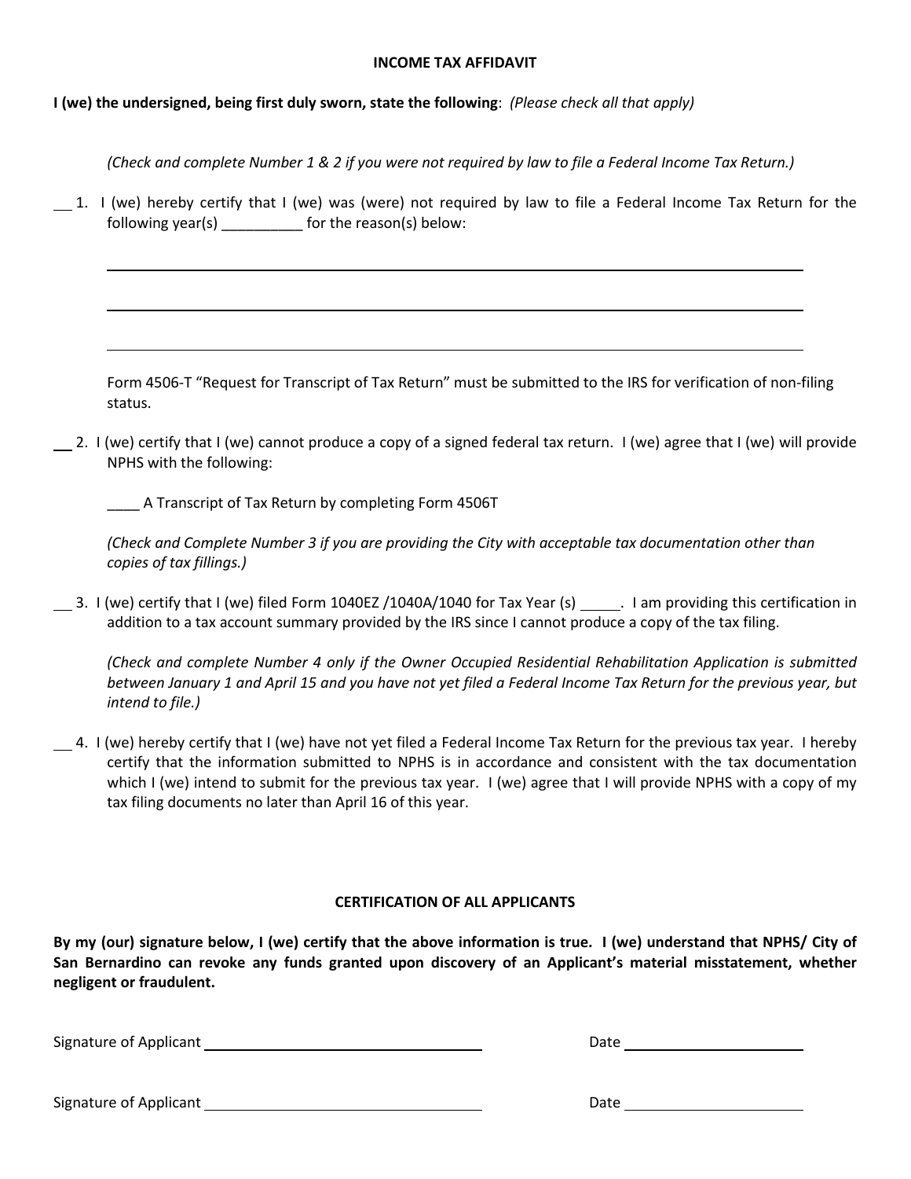**INCOME TAX AFFIDAVIT**

**I (we) the undersigned, being first duly sworn, state the following**: *(Please check all that apply)*

*(Check and complete Number 1 & 2 if you were not required by law to file a Federal Income Tax Return.)*

__ 1. I (we) hereby certify that I (we) was (were) not required by law to file a Federal Income Tax Return for the following year(s) __________ for the reason(s) below:

______________________________________________________________________________

______________________________________________________________________________

______________________________________________________________________________

Form 4506-T "Request for Transcript of Tax Return" must be submitted to the IRS for verification of non-filing status.

__ 2. I (we) certify that I (we) cannot produce a copy of a signed federal tax return. I (we) agree that I (we) will provide NPHS with the following:

____ A Transcript of Tax Return by completing Form 4506T

*(Check and Complete Number 3 if you are providing the City with acceptable tax documentation other than copies of tax fillings.)*

__ 3. I (we) certify that I (we) filed Form 1040EZ /1040A/1040 for Tax Year (s) _____. I am providing this certification in addition to a tax account summary provided by the IRS since I cannot produce a copy of the tax filing.

*(Check and complete Number 4 only if the Owner Occupied Residential Rehabilitation Application is submitted between January 1 and April 15 and you have not yet filed a Federal Income Tax Return for the previous year, but intend to file.)*

__ 4. I (we) hereby certify that I (we) have not yet filed a Federal Income Tax Return for the previous tax year. I hereby certify that the information submitted to NPHS is in accordance and consistent with the tax documentation which I (we) intend to submit for the previous tax year. I (we) agree that I will provide NPHS with a copy of my tax filing documents no later than April 16 of this year.

**CERTIFICATION OF ALL APPLICANTS**

**By my (our) signature below, I (we) certify that the above information is true. I (we) understand that NPHS/ City of San Bernardino can revoke any funds granted upon discovery of an Applicant's material misstatement, whether negligent or fraudulent.**

Signature of Applicant ______________________________ Date ____________________

Signature of Applicant ______________________________ Date ____________________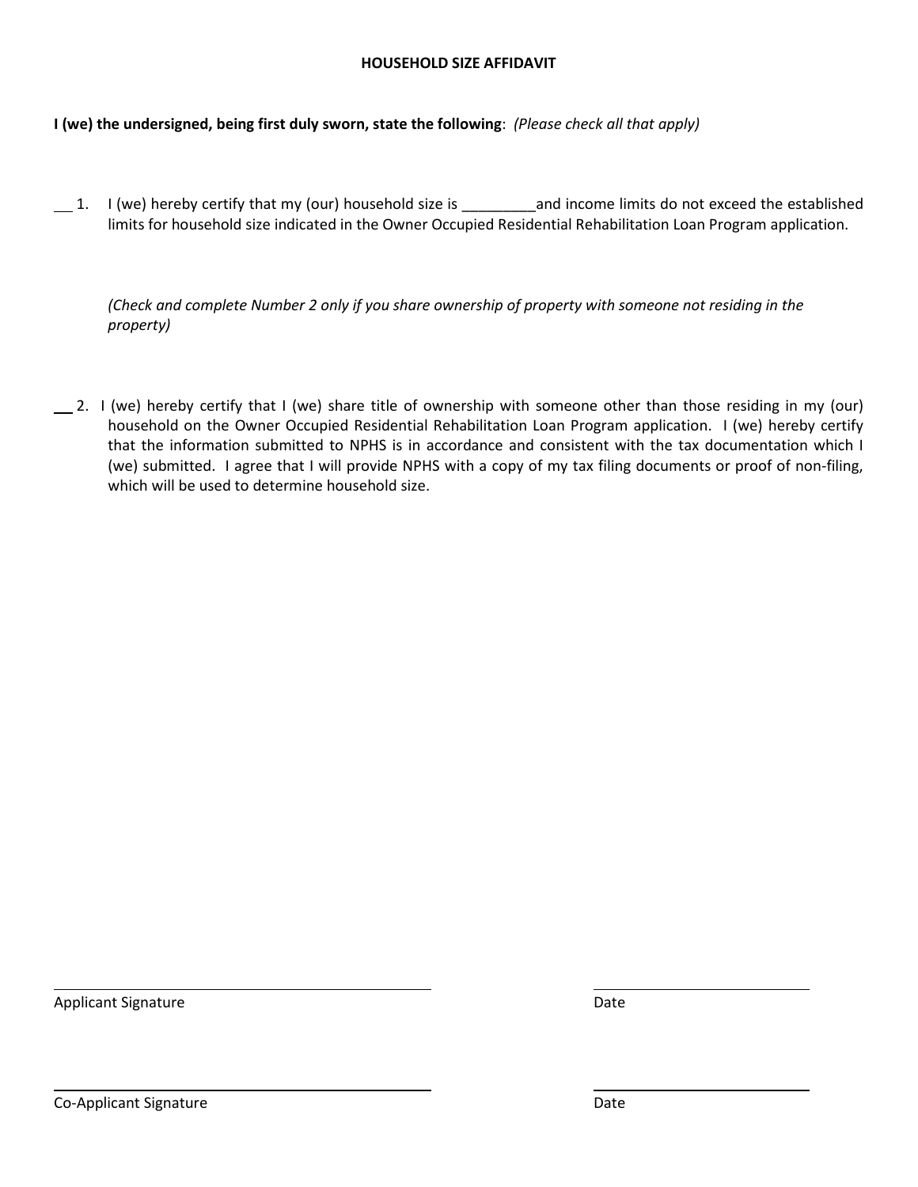# HOUSEHOLD SIZE AFFIDAVIT

**I (we) the undersigned, being first duly sworn, state the following**: *(Please check all that apply)*

___ 1. I (we) hereby certify that my (our) household size is _________and income limits do not exceed the established limits for household size indicated in the Owner Occupied Residential Rehabilitation Loan Program application.

*(Check and complete Number 2 only if you share ownership of property with someone not residing in the property)*

___ 2. I (we) hereby certify that I (we) share title of ownership with someone other than those residing in my (our) household on the Owner Occupied Residential Rehabilitation Loan Program application. I (we) hereby certify that the information submitted to NPHS is in accordance and consistent with the tax documentation which I (we) submitted. I agree that I will provide NPHS with a copy of my tax filing documents or proof of non-filing, which will be used to determine household size.

_________________________________________ _______________________

Applicant Signature Date

_________________________________________ _______________________

Co-Applicant Signature Date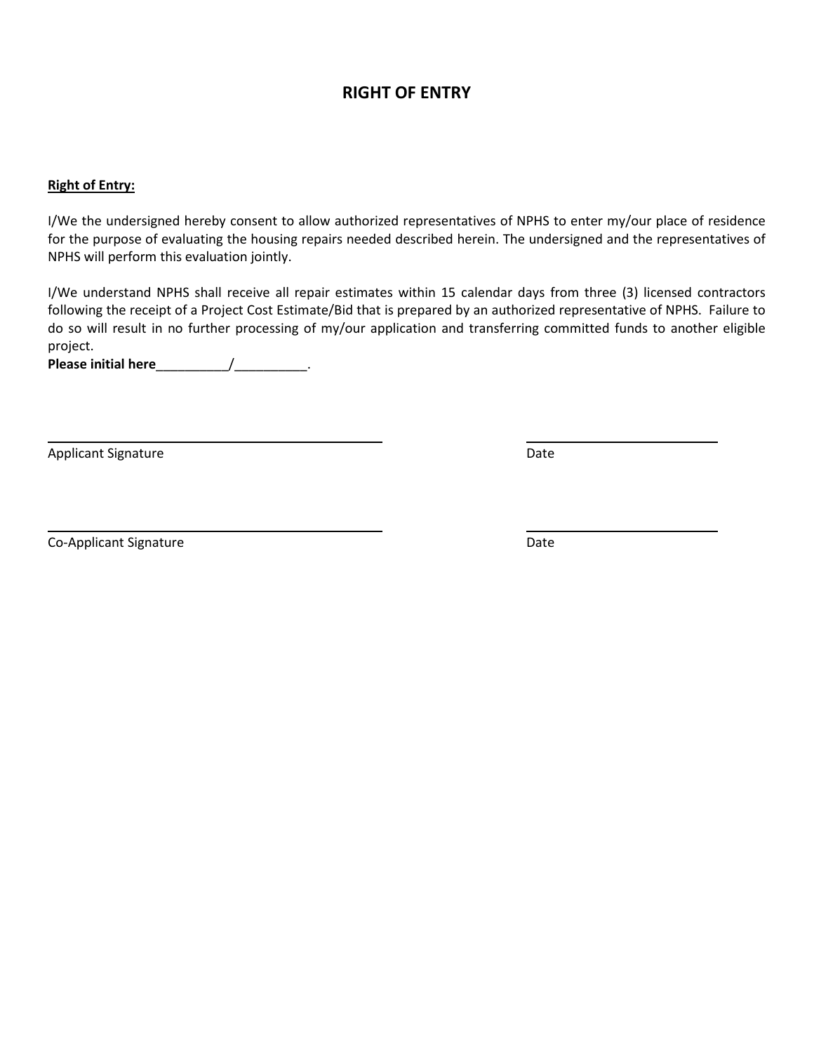# RIGHT OF ENTRY

**Right of Entry:**

I/We the undersigned hereby consent to allow authorized representatives of NPHS to enter my/our place of residence for the purpose of evaluating the housing repairs needed described herein. The undersigned and the representatives of NPHS will perform this evaluation jointly.

I/We understand NPHS shall receive all repair estimates within 15 calendar days from three (3) licensed contractors following the receipt of a Project Cost Estimate/Bid that is prepared by an authorized representative of NPHS. Failure to do so will result in no further processing of my/our application and transferring committed funds to another eligible project.

**Please initial here**__________/__________.

_______________________________________ _______________________

Applicant Signature Date

_______________________________________ _______________________

Co-Applicant Signature Date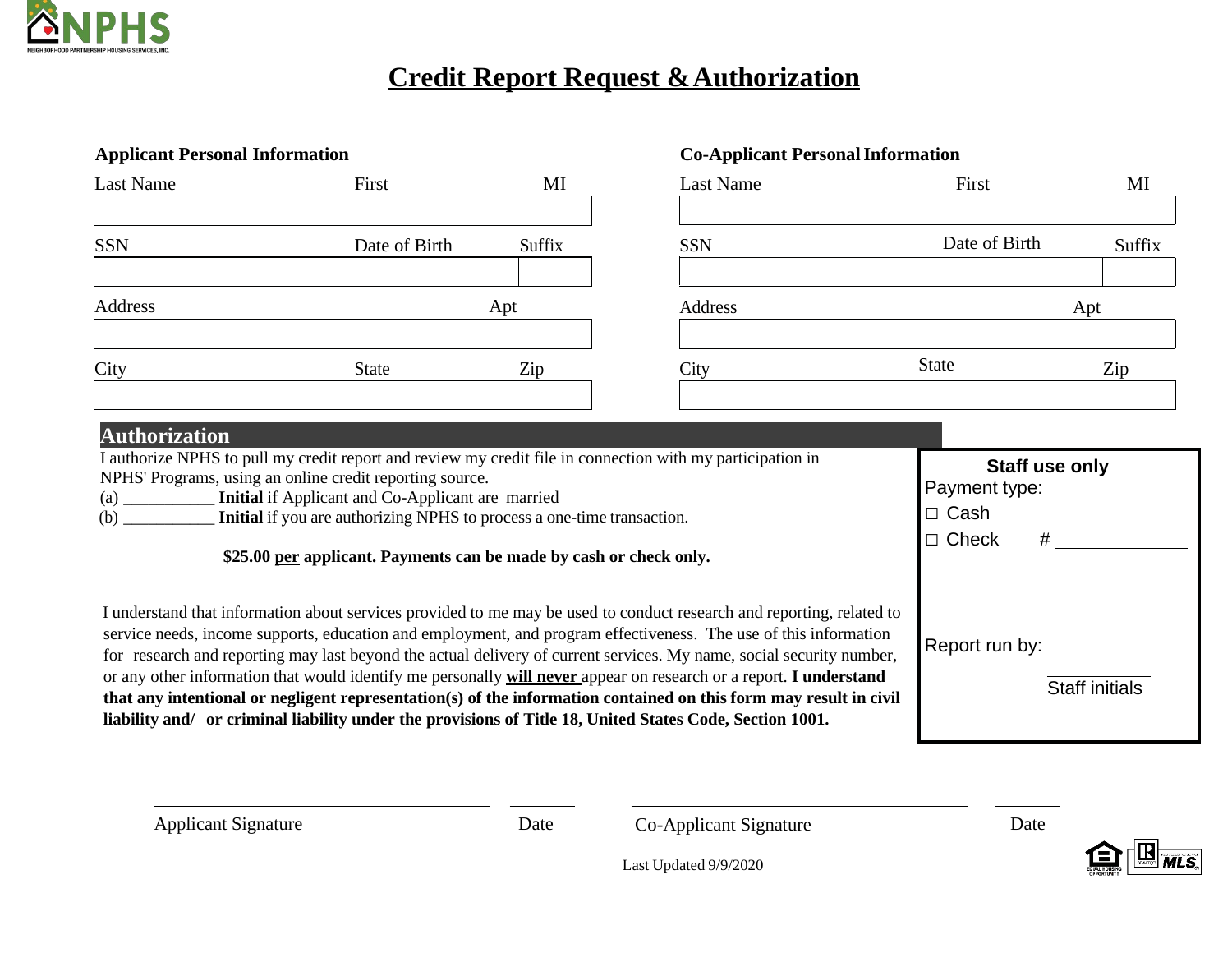NPHS

NEIGHBORHOOD PARTNERSHIP HOUSING SERVICES, INC.

# Credit Report Request & Authorization

**Applicant Personal Information**

| Last Name | First | MI |
|---|---|---|
| | | |

| SSN | Date of Birth | Suffix |
|---|---|---|
| | | |

| Address | Apt |
|---|---|
| | |

| City | State | Zip |
|---|---|---|
| | | |

**Co-Applicant Personal Information**

| Last Name | First | MI |
|---|---|---|
| | | |

| SSN | Date of Birth | Suffix |
|---|---|---|
| | | |

| Address | Apt |
|---|---|
| | |

| City | State | Zip |
|---|---|---|
| | | |

## Authorization

I authorize NPHS to pull my credit report and review my credit file in connection with my participation in NPHS' Programs, using an online credit reporting source.

(a) ___________ **Initial** if Applicant and Co-Applicant are married

(b) ___________ **Initial** if you are authorizing NPHS to process a one-time transaction.

**$25.00 per applicant. Payments can be made by cash or check only.**

I understand that information about services provided to me may be used to conduct research and reporting, related to service needs, income supports, education and employment, and program effectiveness. The use of this information for research and reporting may last beyond the actual delivery of current services. My name, social security number, or any other information that would identify me personally **will never** appear on research or a report. **I understand that any intentional or negligent representation(s) of the information contained on this form may result in civil liability and/ or criminal liability under the provisions of Title 18, United States Code, Section 1001.**

**Staff use only**

Payment type:

☐ Cash

☐ Check # ______________

Report run by:

____________
Staff initials

______________________________ Applicant Signature ________ Date

______________________________ Co-Applicant Signature ________ Date

Last Updated 9/9/2020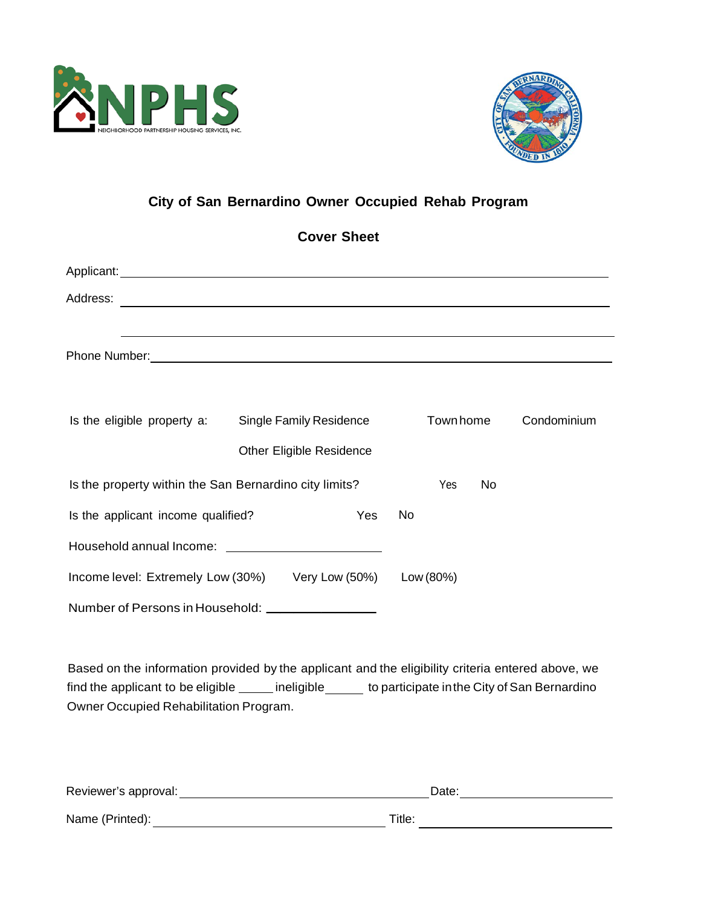NPHS

NEIGHBORHOOD PARTNERSHIP HOUSING SERVICES, INC.

## City of San Bernardino Owner Occupied Rehab Program

### Cover Sheet

Applicant: ____________________________________________

Address: ____________________________________________

____________________________________________

Phone Number: ____________________________________________

Is the eligible property a: Single Family Residence Town home Condominium

Other Eligible Residence

Is the property within the San Bernardino city limits? Yes No

Is the applicant income qualified? Yes No

Household annual Income: ____________________

Income level: Extremely Low (30%) Very Low (50%) Low (80%)

Number of Persons in Household: ______________

Based on the information provided by the applicant and the eligibility criteria entered above, we find the applicant to be eligible _____ ineligible _____ to participate in the City of San Bernardino Owner Occupied Rehabilitation Program.

Reviewer's approval: ______________________________ Date: ____________________

Name (Printed): ______________________________ Title: ____________________